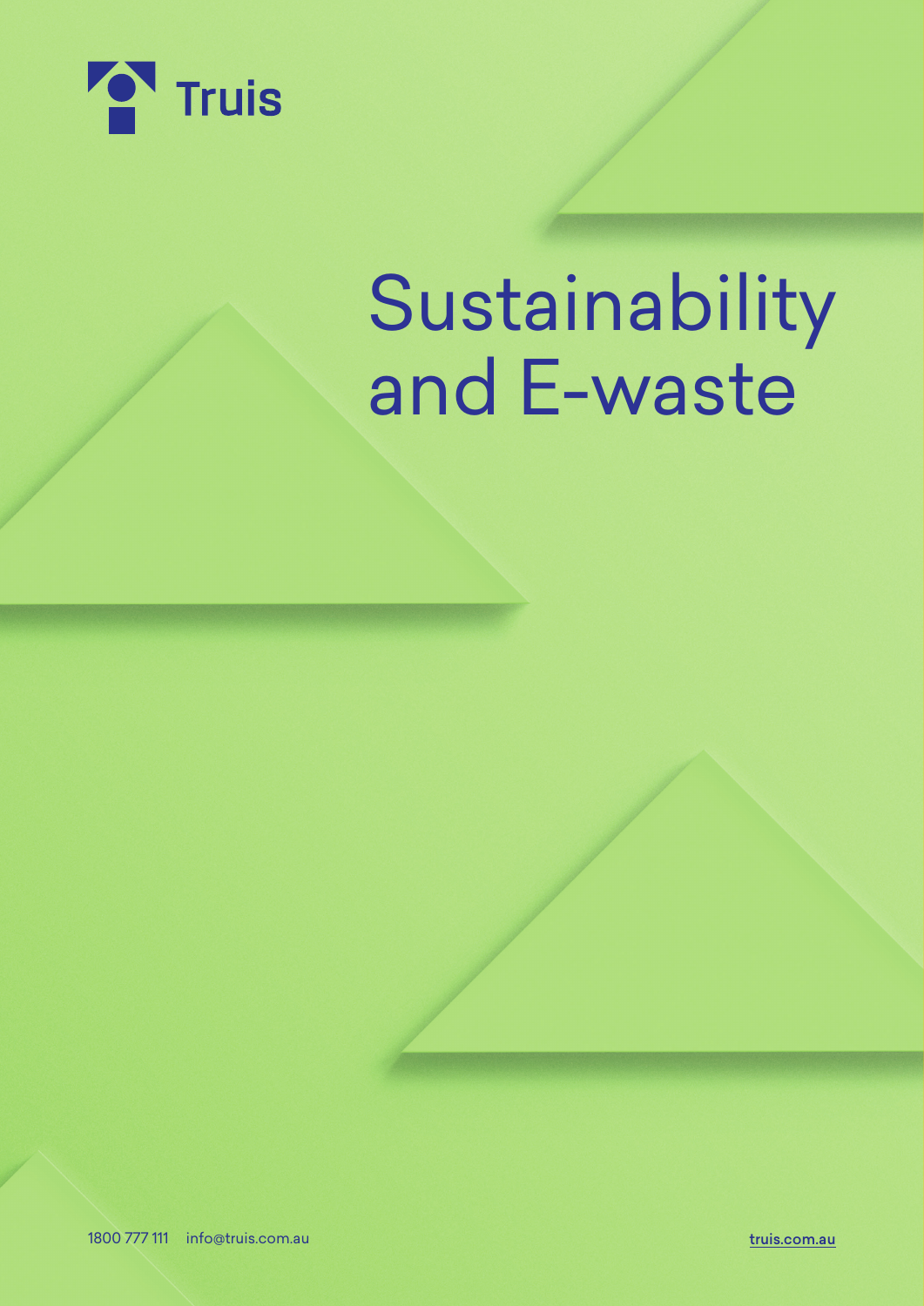Truis

# Sustainability and E-waste

1800 777 111 info@truis.com.au

truis.com.au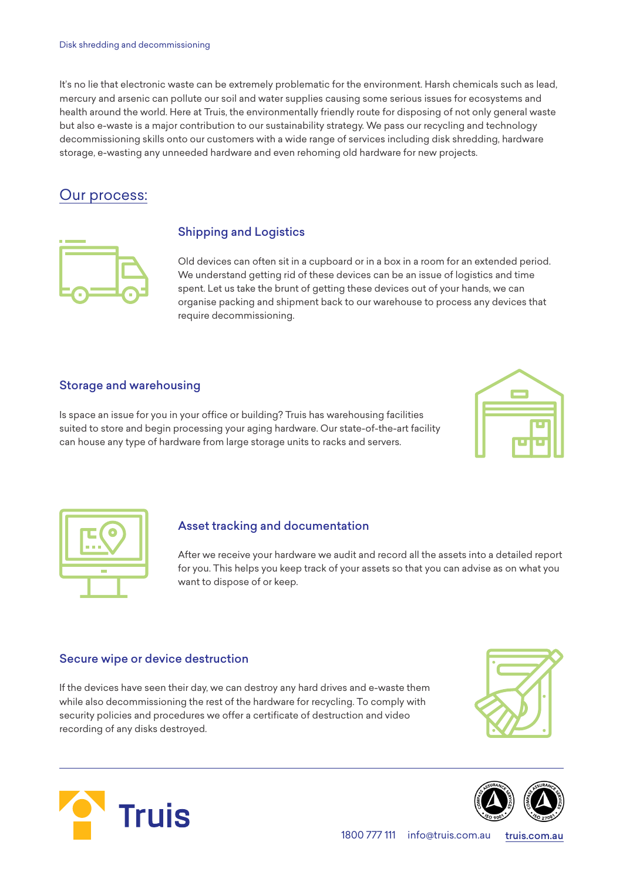It's no lie that electronic waste can be extremely problematic for the environment. Harsh chemicals such as lead, mercury and arsenic can pollute our soil and water supplies causing some serious issues for ecosystems and health around the world. Here at Truis, the environmentally friendly route for disposing of not only general waste but also e-waste is a major contribution to our sustainability strategy. We pass our recycling and technology decommissioning skills onto our customers with a wide range of services including disk shredding, hardware storage, e-wasting any unneeded hardware and even rehoming old hardware for new projects.

## Our process:

### Shipping and Logistics

Old devices can often sit in a cupboard or in a box in a room for an extended period. We understand getting rid of these devices can be an issue of logistics and time spent. Let us take the brunt of getting these devices out of your hands, we can organise packing and shipment back to our warehouse to process any devices that require decommissioning.

### Storage and warehousing

Is space an issue for you in your office or building? Truis has warehousing facilities suited to store and begin processing your aging hardware. Our state-of-the-art facility can house any type of hardware from large storage units to racks and servers.

### Asset tracking and documentation

After we receive your hardware we audit and record all the assets into a detailed report for you. This helps you keep track of your assets so that you can advise as on what you want to dispose of or keep.

### Secure wipe or device destruction

If the devices have seen their day, we can destroy any hard drives and e-waste them while also decommissioning the rest of the hardware for recycling. To comply with security policies and procedures we offer a certificate of destruction and video recording of any disks destroyed.

Truis

1800 777 111 info@truis.com.au truis.com.au